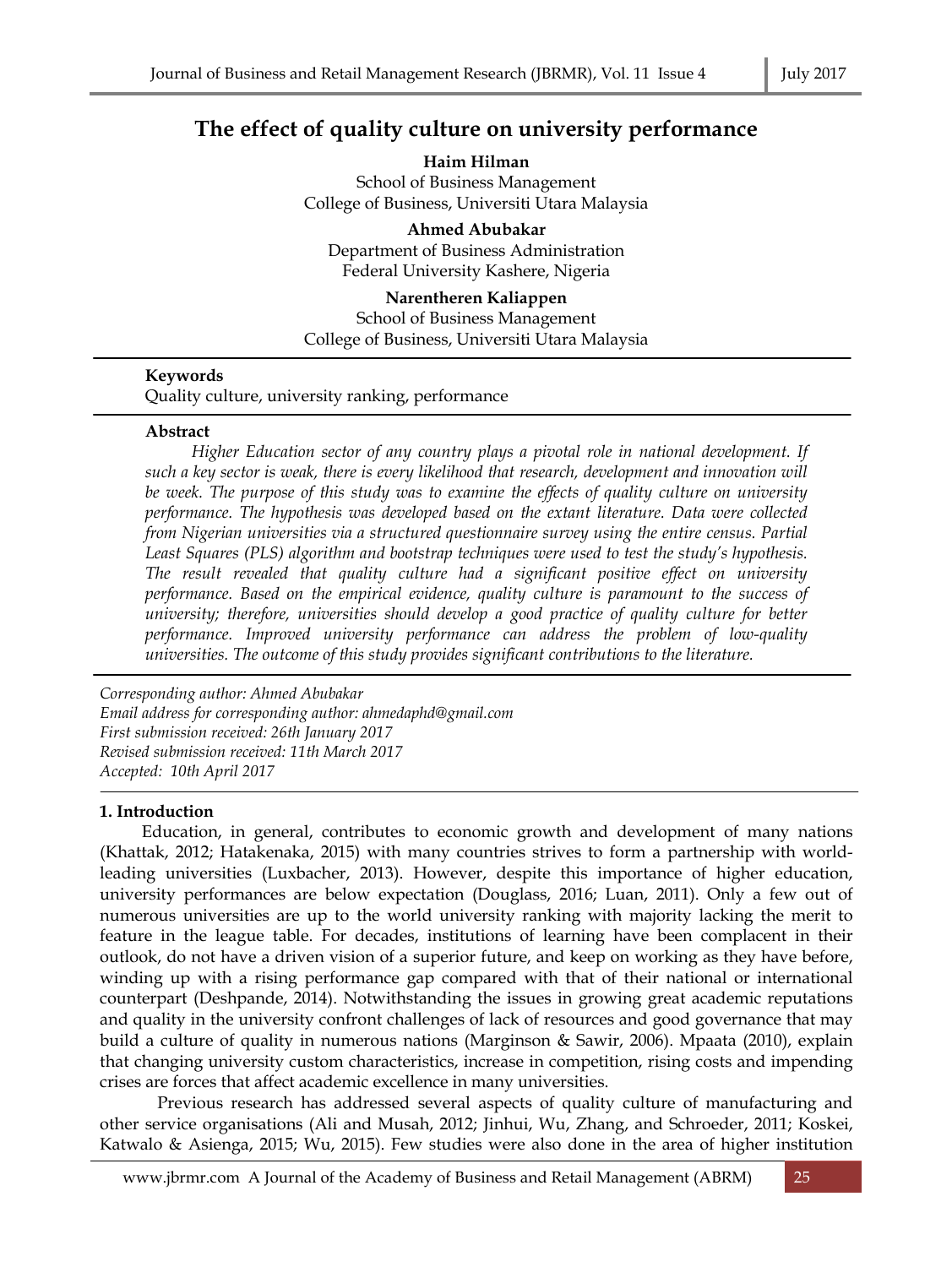# The effect of quality culture on university performance

**Haim Hilman**
School of Business Management
College of Business, Universiti Utara Malaysia

**Ahmed Abubakar**
Department of Business Administration
Federal University Kashere, Nigeria

**Narentheren Kaliappen**
School of Business Management
College of Business, Universiti Utara Malaysia

**Keywords**
Quality culture, university ranking, performance

**Abstract**

*Higher Education sector of any country plays a pivotal role in national development. If such a key sector is weak, there is every likelihood that research, development and innovation will be week. The purpose of this study was to examine the effects of quality culture on university performance. The hypothesis was developed based on the extant literature. Data were collected from Nigerian universities via a structured questionnaire survey using the entire census. Partial Least Squares (PLS) algorithm and bootstrap techniques were used to test the study's hypothesis. The result revealed that quality culture had a significant positive effect on university performance. Based on the empirical evidence, quality culture is paramount to the success of university; therefore, universities should develop a good practice of quality culture for better performance. Improved university performance can address the problem of low-quality universities. The outcome of this study provides significant contributions to the literature.*

*Corresponding author: Ahmed Abubakar*
*Email address for corresponding author: ahmedaphd@gmail.com*
*First submission received: 26th January 2017*
*Revised submission received: 11th March 2017*
*Accepted: 10th April 2017*

## 1. Introduction

Education, in general, contributes to economic growth and development of many nations (Khattak, 2012; Hatakenaka, 2015) with many countries strives to form a partnership with world-leading universities (Luxbacher, 2013). However, despite this importance of higher education, university performances are below expectation (Douglass, 2016; Luan, 2011). Only a few out of numerous universities are up to the world university ranking with majority lacking the merit to feature in the league table. For decades, institutions of learning have been complacent in their outlook, do not have a driven vision of a superior future, and keep on working as they have before, winding up with a rising performance gap compared with that of their national or international counterpart (Deshpande, 2014). Notwithstanding the issues in growing great academic reputations and quality in the university confront challenges of lack of resources and good governance that may build a culture of quality in numerous nations (Marginson & Sawir, 2006). Mpaata (2010), explain that changing university custom characteristics, increase in competition, rising costs and impending crises are forces that affect academic excellence in many universities.

Previous research has addressed several aspects of quality culture of manufacturing and other service organisations (Ali and Musah, 2012; Jinhui, Wu, Zhang, and Schroeder, 2011; Koskei, Katwalo & Asienga, 2015; Wu, 2015). Few studies were also done in the area of higher institution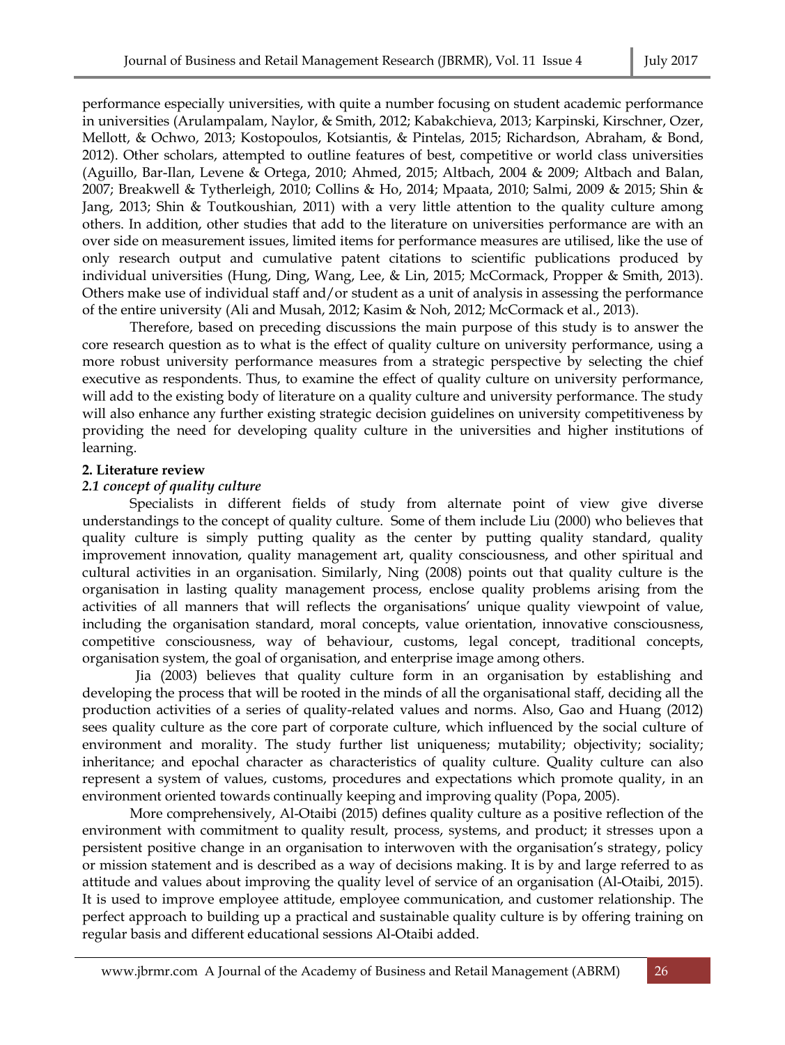performance especially universities, with quite a number focusing on student academic performance in universities (Arulampalam, Naylor, & Smith, 2012; Kabakchieva, 2013; Karpinski, Kirschner, Ozer, Mellott, & Ochwo, 2013; Kostopoulos, Kotsiantis, & Pintelas, 2015; Richardson, Abraham, & Bond, 2012). Other scholars, attempted to outline features of best, competitive or world class universities (Aguillo, Bar-Ilan, Levene & Ortega, 2010; Ahmed, 2015; Altbach, 2004 & 2009; Altbach and Balan, 2007; Breakwell & Tytherleigh, 2010; Collins & Ho, 2014; Mpaata, 2010; Salmi, 2009 & 2015; Shin & Jang, 2013; Shin & Toutkoushian, 2011) with a very little attention to the quality culture among others. In addition, other studies that add to the literature on universities performance are with an over side on measurement issues, limited items for performance measures are utilised, like the use of only research output and cumulative patent citations to scientific publications produced by individual universities (Hung, Ding, Wang, Lee, & Lin, 2015; McCormack, Propper & Smith, 2013). Others make use of individual staff and/or student as a unit of analysis in assessing the performance of the entire university (Ali and Musah, 2012; Kasim & Noh, 2012; McCormack et al., 2013).

Therefore, based on preceding discussions the main purpose of this study is to answer the core research question as to what is the effect of quality culture on university performance, using a more robust university performance measures from a strategic perspective by selecting the chief executive as respondents. Thus, to examine the effect of quality culture on university performance, will add to the existing body of literature on a quality culture and university performance. The study will also enhance any further existing strategic decision guidelines on university competitiveness by providing the need for developing quality culture in the universities and higher institutions of learning.

## 2. Literature review

### *2.1 concept of quality culture*

Specialists in different fields of study from alternate point of view give diverse understandings to the concept of quality culture. Some of them include Liu (2000) who believes that quality culture is simply putting quality as the center by putting quality standard, quality improvement innovation, quality management art, quality consciousness, and other spiritual and cultural activities in an organisation. Similarly, Ning (2008) points out that quality culture is the organisation in lasting quality management process, enclose quality problems arising from the activities of all manners that will reflects the organisations' unique quality viewpoint of value, including the organisation standard, moral concepts, value orientation, innovative consciousness, competitive consciousness, way of behaviour, customs, legal concept, traditional concepts, organisation system, the goal of organisation, and enterprise image among others.

Jia (2003) believes that quality culture form in an organisation by establishing and developing the process that will be rooted in the minds of all the organisational staff, deciding all the production activities of a series of quality-related values and norms. Also, Gao and Huang (2012) sees quality culture as the core part of corporate culture, which influenced by the social culture of environment and morality. The study further list uniqueness; mutability; objectivity; sociality; inheritance; and epochal character as characteristics of quality culture. Quality culture can also represent a system of values, customs, procedures and expectations which promote quality, in an environment oriented towards continually keeping and improving quality (Popa, 2005).

More comprehensively, Al-Otaibi (2015) defines quality culture as a positive reflection of the environment with commitment to quality result, process, systems, and product; it stresses upon a persistent positive change in an organisation to interwoven with the organisation's strategy, policy or mission statement and is described as a way of decisions making. It is by and large referred to as attitude and values about improving the quality level of service of an organisation (Al-Otaibi, 2015). It is used to improve employee attitude, employee communication, and customer relationship. The perfect approach to building up a practical and sustainable quality culture is by offering training on regular basis and different educational sessions Al-Otaibi added.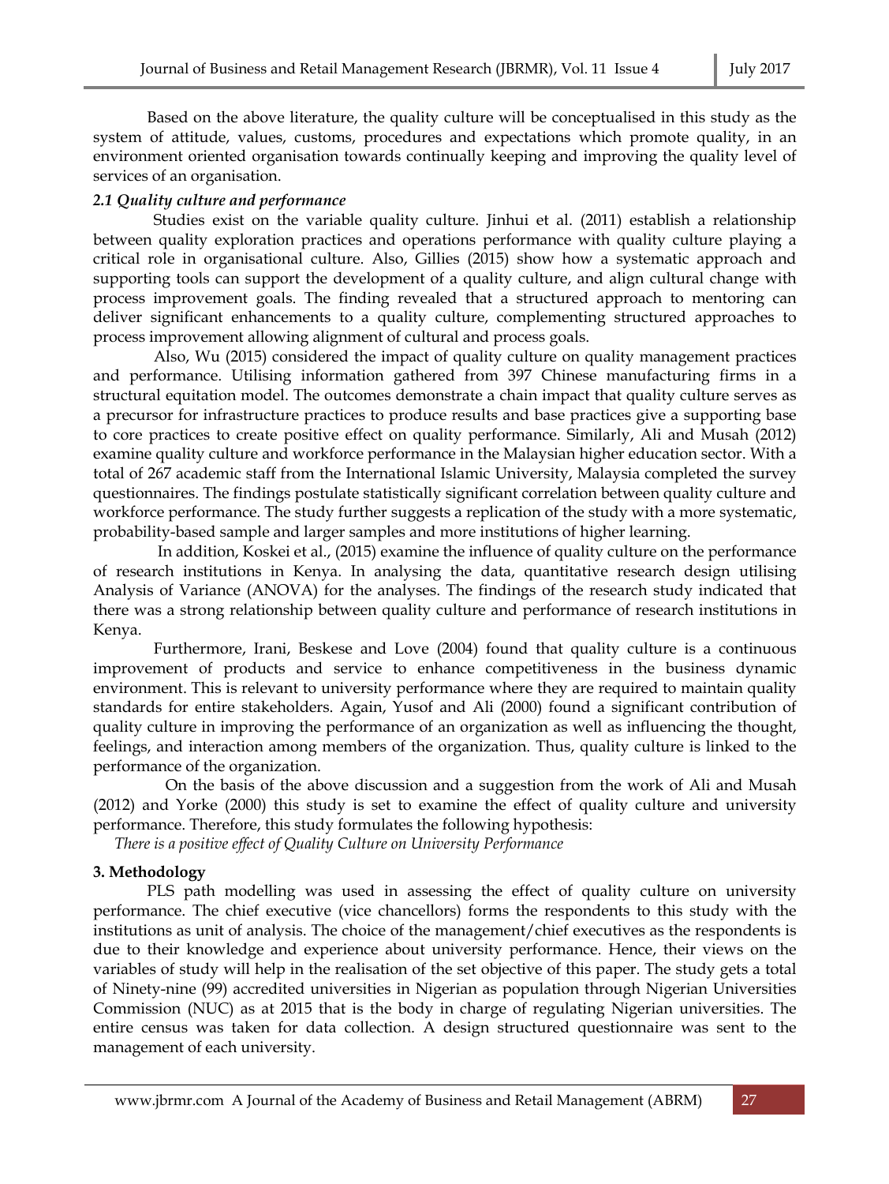Based on the above literature, the quality culture will be conceptualised in this study as the system of attitude, values, customs, procedures and expectations which promote quality, in an environment oriented organisation towards continually keeping and improving the quality level of services of an organisation.

### *2.1 Quality culture and performance*

Studies exist on the variable quality culture. Jinhui et al. (2011) establish a relationship between quality exploration practices and operations performance with quality culture playing a critical role in organisational culture. Also, Gillies (2015) show how a systematic approach and supporting tools can support the development of a quality culture, and align cultural change with process improvement goals. The finding revealed that a structured approach to mentoring can deliver significant enhancements to a quality culture, complementing structured approaches to process improvement allowing alignment of cultural and process goals.

Also, Wu (2015) considered the impact of quality culture on quality management practices and performance. Utilising information gathered from 397 Chinese manufacturing firms in a structural equitation model. The outcomes demonstrate a chain impact that quality culture serves as a precursor for infrastructure practices to produce results and base practices give a supporting base to core practices to create positive effect on quality performance. Similarly, Ali and Musah (2012) examine quality culture and workforce performance in the Malaysian higher education sector. With a total of 267 academic staff from the International Islamic University, Malaysia completed the survey questionnaires. The findings postulate statistically significant correlation between quality culture and workforce performance. The study further suggests a replication of the study with a more systematic, probability-based sample and larger samples and more institutions of higher learning.

In addition, Koskei et al., (2015) examine the influence of quality culture on the performance of research institutions in Kenya. In analysing the data, quantitative research design utilising Analysis of Variance (ANOVA) for the analyses. The findings of the research study indicated that there was a strong relationship between quality culture and performance of research institutions in Kenya.

Furthermore, Irani, Beskese and Love (2004) found that quality culture is a continuous improvement of products and service to enhance competitiveness in the business dynamic environment. This is relevant to university performance where they are required to maintain quality standards for entire stakeholders. Again, Yusof and Ali (2000) found a significant contribution of quality culture in improving the performance of an organization as well as influencing the thought, feelings, and interaction among members of the organization. Thus, quality culture is linked to the performance of the organization.

On the basis of the above discussion and a suggestion from the work of Ali and Musah (2012) and Yorke (2000) this study is set to examine the effect of quality culture and university performance. Therefore, this study formulates the following hypothesis:

*There is a positive effect of Quality Culture on University Performance*

## 3. Methodology

PLS path modelling was used in assessing the effect of quality culture on university performance. The chief executive (vice chancellors) forms the respondents to this study with the institutions as unit of analysis. The choice of the management/chief executives as the respondents is due to their knowledge and experience about university performance. Hence, their views on the variables of study will help in the realisation of the set objective of this paper. The study gets a total of Ninety-nine (99) accredited universities in Nigerian as population through Nigerian Universities Commission (NUC) as at 2015 that is the body in charge of regulating Nigerian universities. The entire census was taken for data collection. A design structured questionnaire was sent to the management of each university.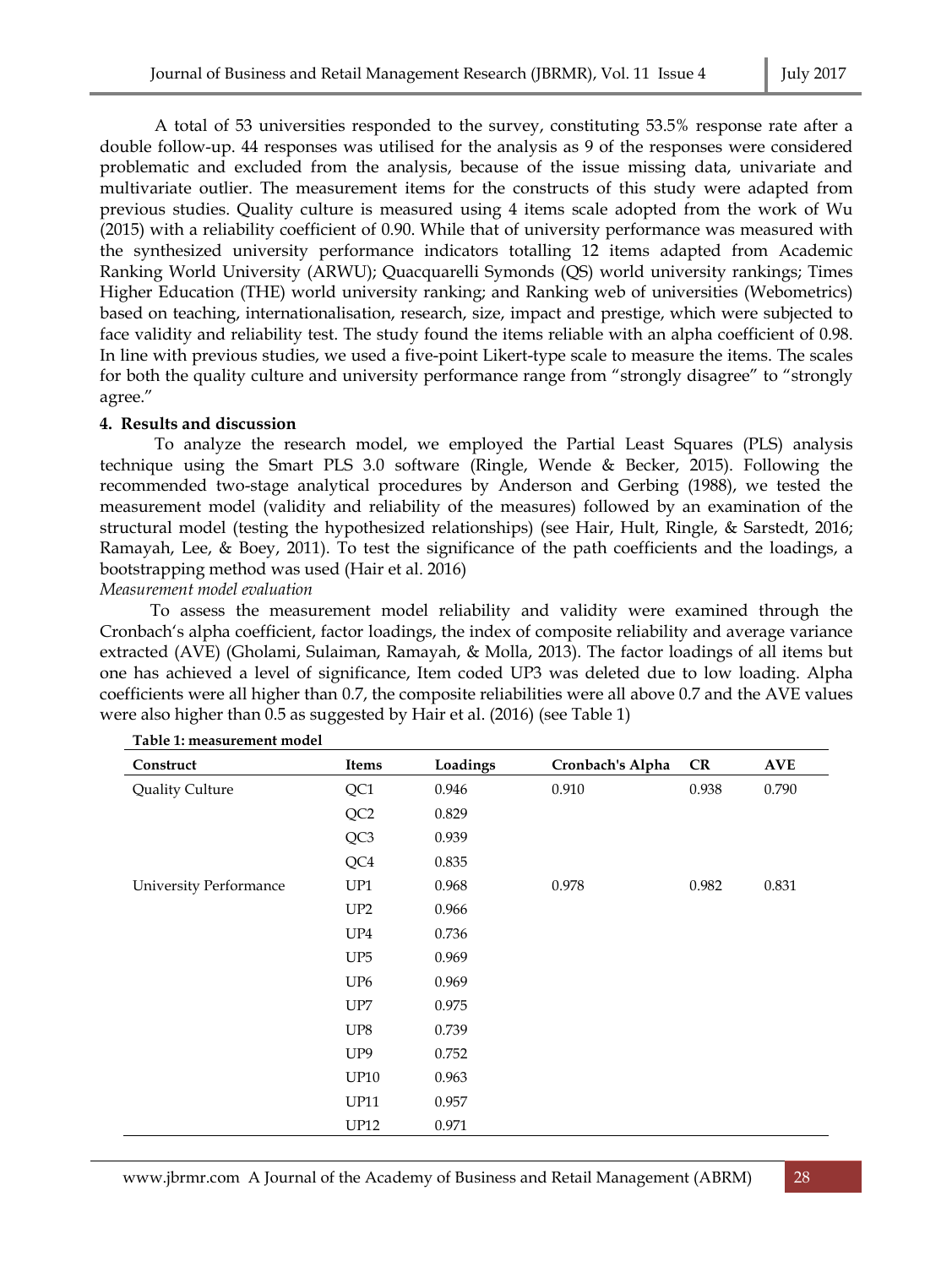A total of 53 universities responded to the survey, constituting 53.5% response rate after a double follow-up. 44 responses was utilised for the analysis as 9 of the responses were considered problematic and excluded from the analysis, because of the issue missing data, univariate and multivariate outlier. The measurement items for the constructs of this study were adapted from previous studies. Quality culture is measured using 4 items scale adopted from the work of Wu (2015) with a reliability coefficient of 0.90. While that of university performance was measured with the synthesized university performance indicators totalling 12 items adapted from Academic Ranking World University (ARWU); Quacquarelli Symonds (QS) world university rankings; Times Higher Education (THE) world university ranking; and Ranking web of universities (Webometrics) based on teaching, internationalisation, research, size, impact and prestige, which were subjected to face validity and reliability test. The study found the items reliable with an alpha coefficient of 0.98. In line with previous studies, we used a five-point Likert-type scale to measure the items. The scales for both the quality culture and university performance range from "strongly disagree" to "strongly agree."

**4. Results and discussion**

To analyze the research model, we employed the Partial Least Squares (PLS) analysis technique using the Smart PLS 3.0 software (Ringle, Wende & Becker, 2015). Following the recommended two-stage analytical procedures by Anderson and Gerbing (1988), we tested the measurement model (validity and reliability of the measures) followed by an examination of the structural model (testing the hypothesized relationships) (see Hair, Hult, Ringle, & Sarstedt, 2016; Ramayah, Lee, & Boey, 2011). To test the significance of the path coefficients and the loadings, a bootstrapping method was used (Hair et al. 2016)

*Measurement model evaluation*

To assess the measurement model reliability and validity were examined through the Cronbach's alpha coefficient, factor loadings, the index of composite reliability and average variance extracted (AVE) (Gholami, Sulaiman, Ramayah, & Molla, 2013). The factor loadings of all items but one has achieved a level of significance, Item coded UP3 was deleted due to low loading. Alpha coefficients were all higher than 0.7, the composite reliabilities were all above 0.7 and the AVE values were also higher than 0.5 as suggested by Hair et al. (2016) (see Table 1)

**Table 1: measurement model**

| Construct | Items | Loadings | Cronbach's Alpha | CR | AVE |
|---|---|---|---|---|---|
| Quality Culture | QC1 | 0.946 | 0.910 | 0.938 | 0.790 |
| | QC2 | 0.829 | | | |
| | QC3 | 0.939 | | | |
| | QC4 | 0.835 | | | |
| University Performance | UP1 | 0.968 | 0.978 | 0.982 | 0.831 |
| | UP2 | 0.966 | | | |
| | UP4 | 0.736 | | | |
| | UP5 | 0.969 | | | |
| | UP6 | 0.969 | | | |
| | UP7 | 0.975 | | | |
| | UP8 | 0.739 | | | |
| | UP9 | 0.752 | | | |
| | UP10 | 0.963 | | | |
| | UP11 | 0.957 | | | |
| | UP12 | 0.971 | | | |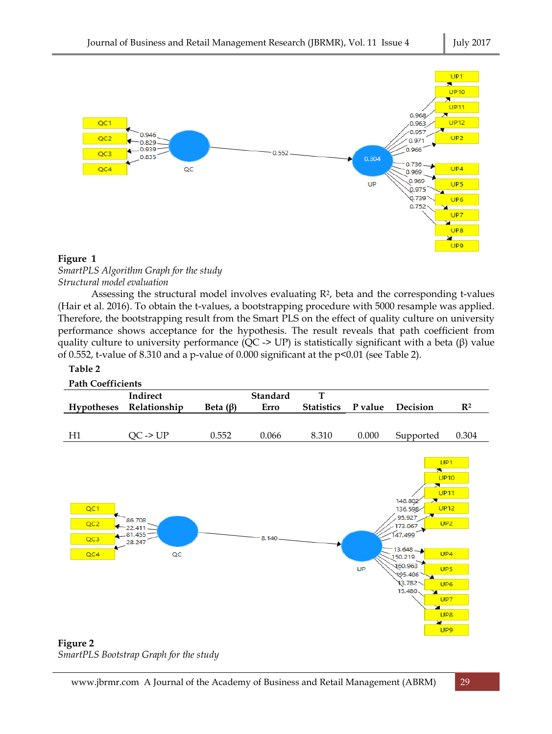**Figure 1**

*SmartPLS Algorithm Graph for the study*

*Structural model evaluation*

Assessing the structural model involves evaluating $R^2$, beta and the corresponding t-values (Hair et al. 2016). To obtain the t-values, a bootstrapping procedure with 5000 resample was applied. Therefore, the bootstrapping result from the Smart PLS on the effect of quality culture on university performance shows acceptance for the hypothesis. The result reveals that path coefficient from quality culture to university performance (QC -> UP) is statistically significant with a beta (β) value of 0.552, t-value of 8.310 and a p-value of 0.000 significant at the p<0.01 (see Table 2).

**Table 2**

**Path Coefficients**

| Hypotheses | Indirect Relationship | Beta (β) | Standard Erro | T Statistics | P value | Decision | $R^2$ |
|---|---|---|---|---|---|---|---|
| H1 | QC -> UP | 0.552 | 0.066 | 8.310 | 0.000 | Supported | 0.304 |

**Figure 2**

*SmartPLS Bootstrap Graph for the study*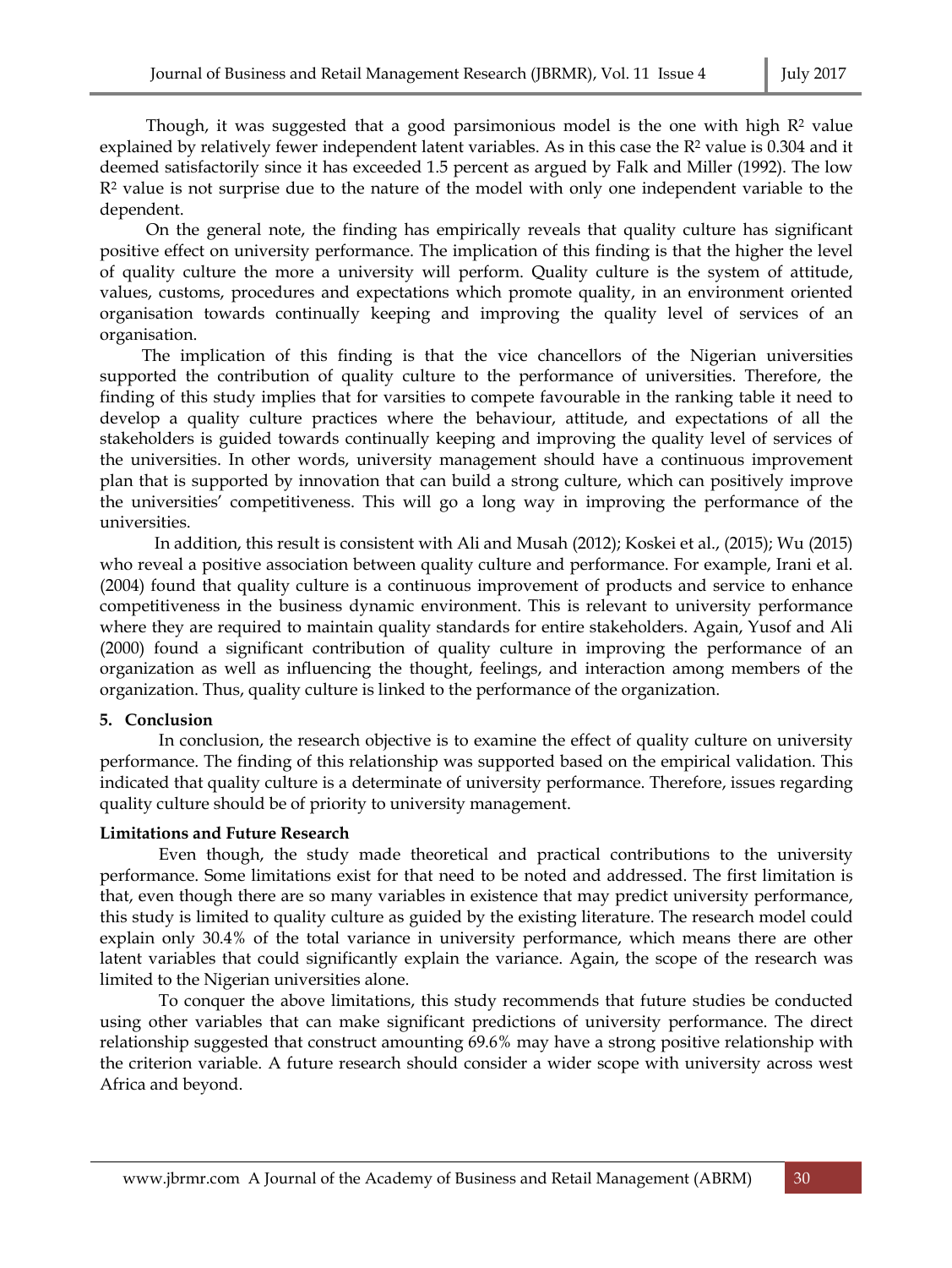Though, it was suggested that a good parsimonious model is the one with high $R^2$ value explained by relatively fewer independent latent variables. As in this case the $R^2$ value is 0.304 and it deemed satisfactorily since it has exceeded 1.5 percent as argued by Falk and Miller (1992). The low $R^2$ value is not surprise due to the nature of the model with only one independent variable to the dependent.

On the general note, the finding has empirically reveals that quality culture has significant positive effect on university performance. The implication of this finding is that the higher the level of quality culture the more a university will perform. Quality culture is the system of attitude, values, customs, procedures and expectations which promote quality, in an environment oriented organisation towards continually keeping and improving the quality level of services of an organisation.

The implication of this finding is that the vice chancellors of the Nigerian universities supported the contribution of quality culture to the performance of universities. Therefore, the finding of this study implies that for varsities to compete favourable in the ranking table it need to develop a quality culture practices where the behaviour, attitude, and expectations of all the stakeholders is guided towards continually keeping and improving the quality level of services of the universities. In other words, university management should have a continuous improvement plan that is supported by innovation that can build a strong culture, which can positively improve the universities' competitiveness. This will go a long way in improving the performance of the universities.

In addition, this result is consistent with Ali and Musah (2012); Koskei et al., (2015); Wu (2015) who reveal a positive association between quality culture and performance. For example, Irani et al. (2004) found that quality culture is a continuous improvement of products and service to enhance competitiveness in the business dynamic environment. This is relevant to university performance where they are required to maintain quality standards for entire stakeholders. Again, Yusof and Ali (2000) found a significant contribution of quality culture in improving the performance of an organization as well as influencing the thought, feelings, and interaction among members of the organization. Thus, quality culture is linked to the performance of the organization.

## 5. Conclusion

In conclusion, the research objective is to examine the effect of quality culture on university performance. The finding of this relationship was supported based on the empirical validation. This indicated that quality culture is a determinate of university performance. Therefore, issues regarding quality culture should be of priority to university management.

### Limitations and Future Research

Even though, the study made theoretical and practical contributions to the university performance. Some limitations exist for that need to be noted and addressed. The first limitation is that, even though there are so many variables in existence that may predict university performance, this study is limited to quality culture as guided by the existing literature. The research model could explain only 30.4% of the total variance in university performance, which means there are other latent variables that could significantly explain the variance. Again, the scope of the research was limited to the Nigerian universities alone.

To conquer the above limitations, this study recommends that future studies be conducted using other variables that can make significant predictions of university performance. The direct relationship suggested that construct amounting 69.6% may have a strong positive relationship with the criterion variable. A future research should consider a wider scope with university across west Africa and beyond.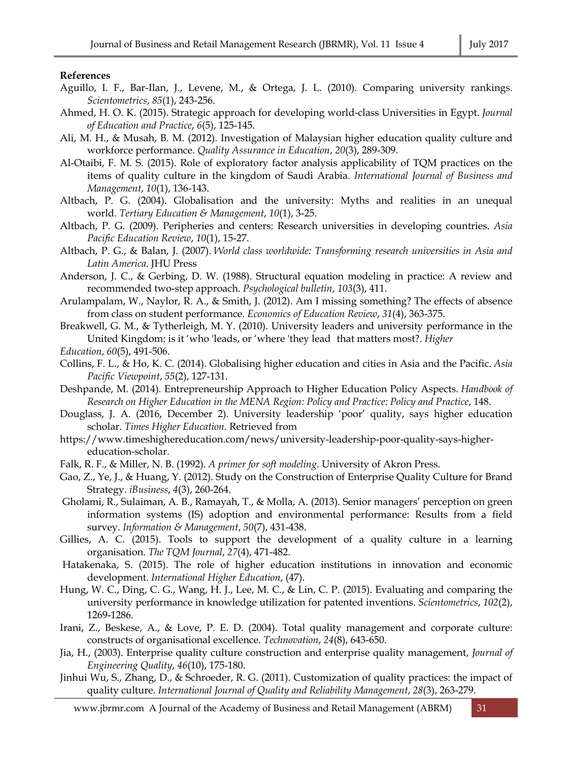**References**

Aguillo, I. F., Bar-Ilan, J., Levene, M., & Ortega, J. L. (2010). Comparing university rankings. *Scientometrics*, *85*(1), 243-256.

Ahmed, H. O. K. (2015). Strategic approach for developing world-class Universities in Egypt. *Journal of Education and Practice*, *6*(5), 125-145.

Ali, M. H., & Musah, B. M. (2012). Investigation of Malaysian higher education quality culture and workforce performance. *Quality Assurance in Education*, *20*(3), 289-309.

Al-Otaibi, F. M. S. (2015). Role of exploratory factor analysis applicability of TQM practices on the items of quality culture in the kingdom of Saudi Arabia. *International Journal of Business and Management*, *10*(1), 136-143.

Altbach, P. G. (2004). Globalisation and the university: Myths and realities in an unequal world. *Tertiary Education & Management*, *10*(1), 3-25.

Altbach, P. G. (2009). Peripheries and centers: Research universities in developing countries. *Asia Pacific Education Review*, *10*(1), 15-27.

Altbach, P. G., & Balan, J. (2007). *World class worldwide: Transforming research universities in Asia and Latin America*. JHU Press

Anderson, J. C., & Gerbing, D. W. (1988). Structural equation modeling in practice: A review and recommended two-step approach. *Psychological bulletin*, *103*(3), 411.

Arulampalam, W., Naylor, R. A., & Smith, J. (2012). Am I missing something? The effects of absence from class on student performance. *Economics of Education Review*, *31*(4), 363-375.

Breakwell, G. M., & Tytherleigh, M. Y. (2010). University leaders and university performance in the United Kingdom: is it 'who 'leads, or 'where 'they lead that matters most?. *Higher Education*, *60*(5), 491-506.

Collins, F. L., & Ho, K. C. (2014). Globalising higher education and cities in Asia and the Pacific. *Asia Pacific Viewpoint*, *55*(2), 127-131.

Deshpande, M. (2014). Entrepreneurship Approach to Higher Education Policy Aspects. *Handbook of Research on Higher Education in the MENA Region: Policy and Practice: Policy and Practice*, 148.

Douglass, J. A. (2016, December 2). University leadership 'poor' quality, says higher education scholar. *Times Higher Education*. Retrieved from https://www.timeshighereducation.com/news/university-leadership-poor-quality-says-higher-education-scholar.

Falk, R. F., & Miller, N. B. (1992). *A primer for soft modeling*. University of Akron Press.

Gao, Z., Ye, J., & Huang, Y. (2012). Study on the Construction of Enterprise Quality Culture for Brand Strategy. *iBusiness*, *4*(3), 260-264.

Gholami, R., Sulaiman, A. B., Ramayah, T., & Molla, A. (2013). Senior managers' perception on green information systems (IS) adoption and environmental performance: Results from a field survey. *Information & Management*, *50*(7), 431-438.

Gillies, A. C. (2015). Tools to support the development of a quality culture in a learning organisation. *The TQM Journal*, *27*(4), 471-482.

Hatakenaka, S. (2015). The role of higher education institutions in innovation and economic development. *International Higher Education*, (47).

Hung, W. C., Ding, C. G., Wang, H. J., Lee, M. C., & Lin, C. P. (2015). Evaluating and comparing the university performance in knowledge utilization for patented inventions. *Scientometrics*, *102*(2), 1269-1286.

Irani, Z., Beskese, A., & Love, P. E. D. (2004). Total quality management and corporate culture: constructs of organisational excellence. *Technovation*, *24*(8), 643-650.

Jia, H., (2003). Enterprise quality culture construction and enterprise quality management, *Journal of Engineering Quality*, *46*(10), 175-180.

Jinhui Wu, S., Zhang, D., & Schroeder, R. G. (2011). Customization of quality practices: the impact of quality culture. *International Journal of Quality and Reliability Management*, *28*(3), 263-279.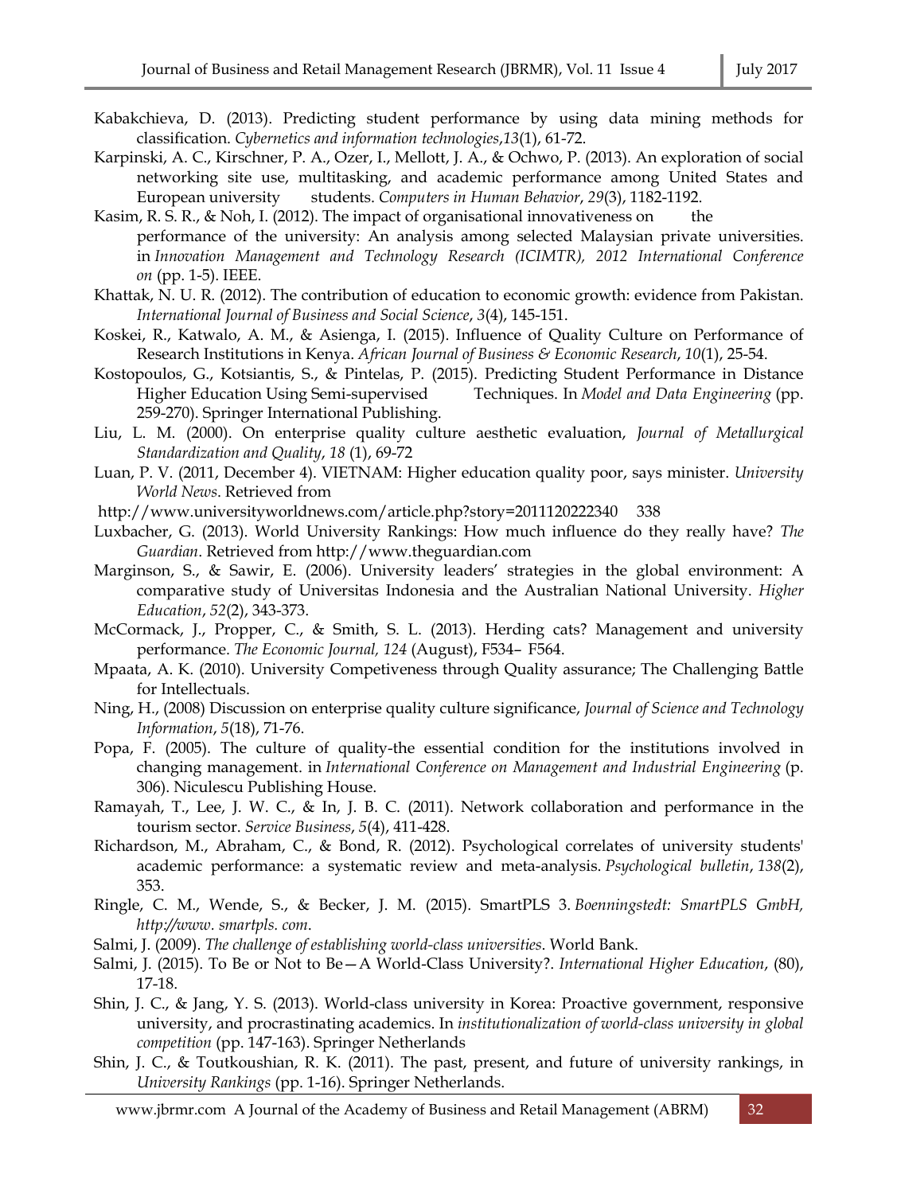Kabakchieva, D. (2013). Predicting student performance by using data mining methods for classification. *Cybernetics and information technologies*,*13*(1), 61-72.

Karpinski, A. C., Kirschner, P. A., Ozer, I., Mellott, J. A., & Ochwo, P. (2013). An exploration of social networking site use, multitasking, and academic performance among United States and European university students. *Computers in Human Behavior*, *29*(3), 1182-1192.

Kasim, R. S. R., & Noh, I. (2012). The impact of organisational innovativeness on the performance of the university: An analysis among selected Malaysian private universities. in *Innovation Management and Technology Research (ICIMTR), 2012 International Conference on* (pp. 1-5). IEEE.

Khattak, N. U. R. (2012). The contribution of education to economic growth: evidence from Pakistan. *International Journal of Business and Social Science*, *3*(4), 145-151.

Koskei, R., Katwalo, A. M., & Asienga, I. (2015). Influence of Quality Culture on Performance of Research Institutions in Kenya. *African Journal of Business & Economic Research*, *10*(1), 25-54.

Kostopoulos, G., Kotsiantis, S., & Pintelas, P. (2015). Predicting Student Performance in Distance Higher Education Using Semi-supervised Techniques. In *Model and Data Engineering* (pp. 259-270). Springer International Publishing.

Liu, L. M. (2000). On enterprise quality culture aesthetic evaluation, *Journal of Metallurgical Standardization and Quality*, *18* (1), 69-72

Luan, P. V. (2011, December 4). VIETNAM: Higher education quality poor, says minister. *University World News*. Retrieved from http://www.universityworldnews.com/article.php?story=2011120222340 338

Luxbacher, G. (2013). World University Rankings: How much influence do they really have? *The Guardian*. Retrieved from http://www.theguardian.com

Marginson, S., & Sawir, E. (2006). University leaders' strategies in the global environment: A comparative study of Universitas Indonesia and the Australian National University. *Higher Education*, *52*(2), 343-373.

McCormack, J., Propper, C., & Smith, S. L. (2013). Herding cats? Management and university performance. *The Economic Journal, 124* (August), F534– F564.

Mpaata, A. K. (2010). University Competiveness through Quality assurance; The Challenging Battle for Intellectuals.

Ning, H., (2008) Discussion on enterprise quality culture significance, *Journal of Science and Technology Information*, *5*(18), 71-76.

Popa, F. (2005). The culture of quality-the essential condition for the institutions involved in changing management. in *International Conference on Management and Industrial Engineering* (p. 306). Niculescu Publishing House.

Ramayah, T., Lee, J. W. C., & In, J. B. C. (2011). Network collaboration and performance in the tourism sector. *Service Business*, *5*(4), 411-428.

Richardson, M., Abraham, C., & Bond, R. (2012). Psychological correlates of university students' academic performance: a systematic review and meta-analysis. *Psychological bulletin*, *138*(2), 353.

Ringle, C. M., Wende, S., & Becker, J. M. (2015). SmartPLS 3. *Boenningstedt: SmartPLS GmbH, http://www. smartpls. com*.

Salmi, J. (2009). *The challenge of establishing world-class universities*. World Bank.

Salmi, J. (2015). To Be or Not to Be—A World-Class University?. *International Higher Education*, (80), 17-18.

Shin, J. C., & Jang, Y. S. (2013). World-class university in Korea: Proactive government, responsive university, and procrastinating academics. In *institutionalization of world-class university in global competition* (pp. 147-163). Springer Netherlands

Shin, J. C., & Toutkoushian, R. K. (2011). The past, present, and future of university rankings, in *University Rankings* (pp. 1-16). Springer Netherlands.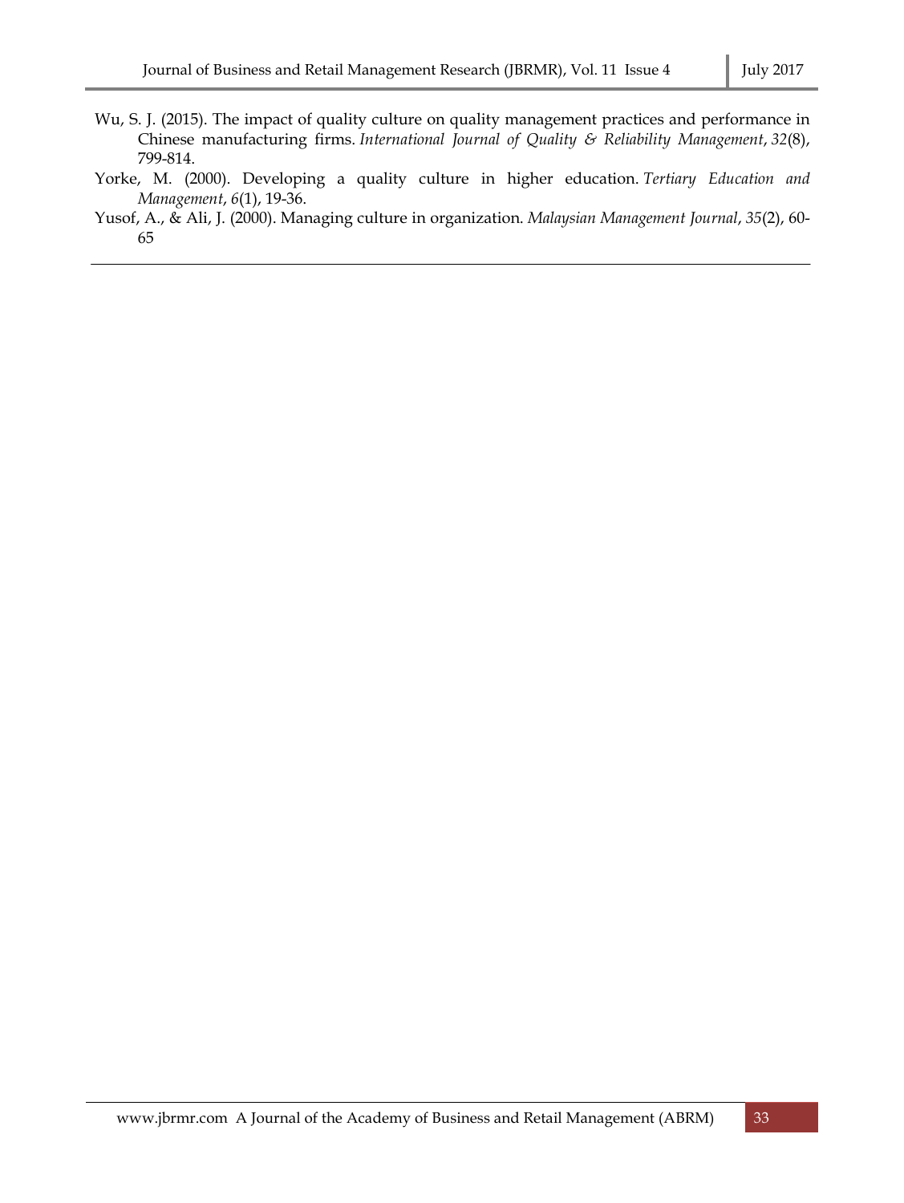Wu, S. J. (2015). The impact of quality culture on quality management practices and performance in Chinese manufacturing firms. *International Journal of Quality & Reliability Management*, *32*(8), 799-814.

Yorke, M. (2000). Developing a quality culture in higher education. *Tertiary Education and Management*, *6*(1), 19-36.

Yusof, A., & Ali, J. (2000). Managing culture in organization. *Malaysian Management Journal*, *35*(2), 60-65